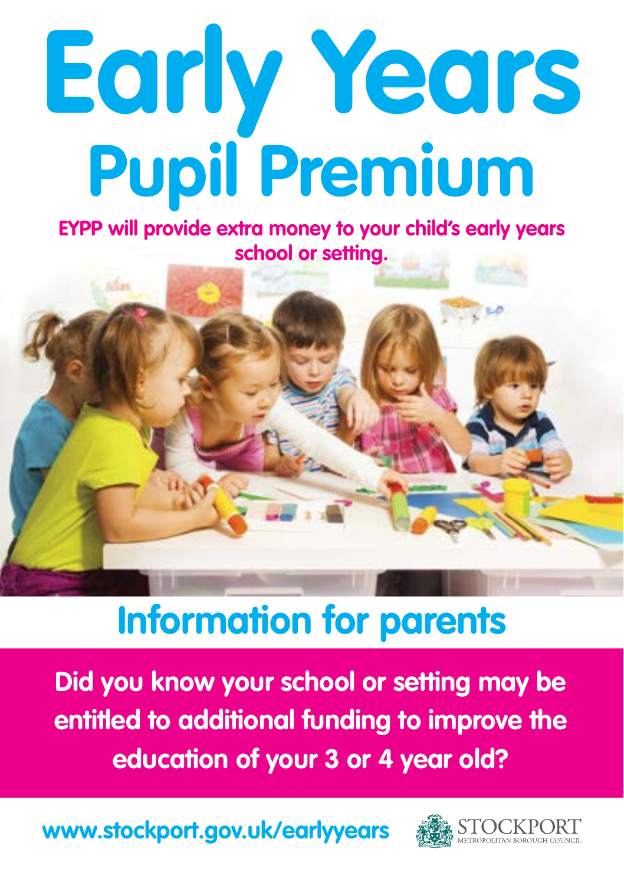# Early Years
## Pupil Premium

**EYPP will provide extra money to your child's early years school or setting.**

## Information for parents

**Did you know your school or setting may be entitled to additional funding to improve the education of your 3 or 4 year old?**

**www.stockport.gov.uk/earlyyears**

STOCKPORT
METROPOLITAN BOROUGH COUNCIL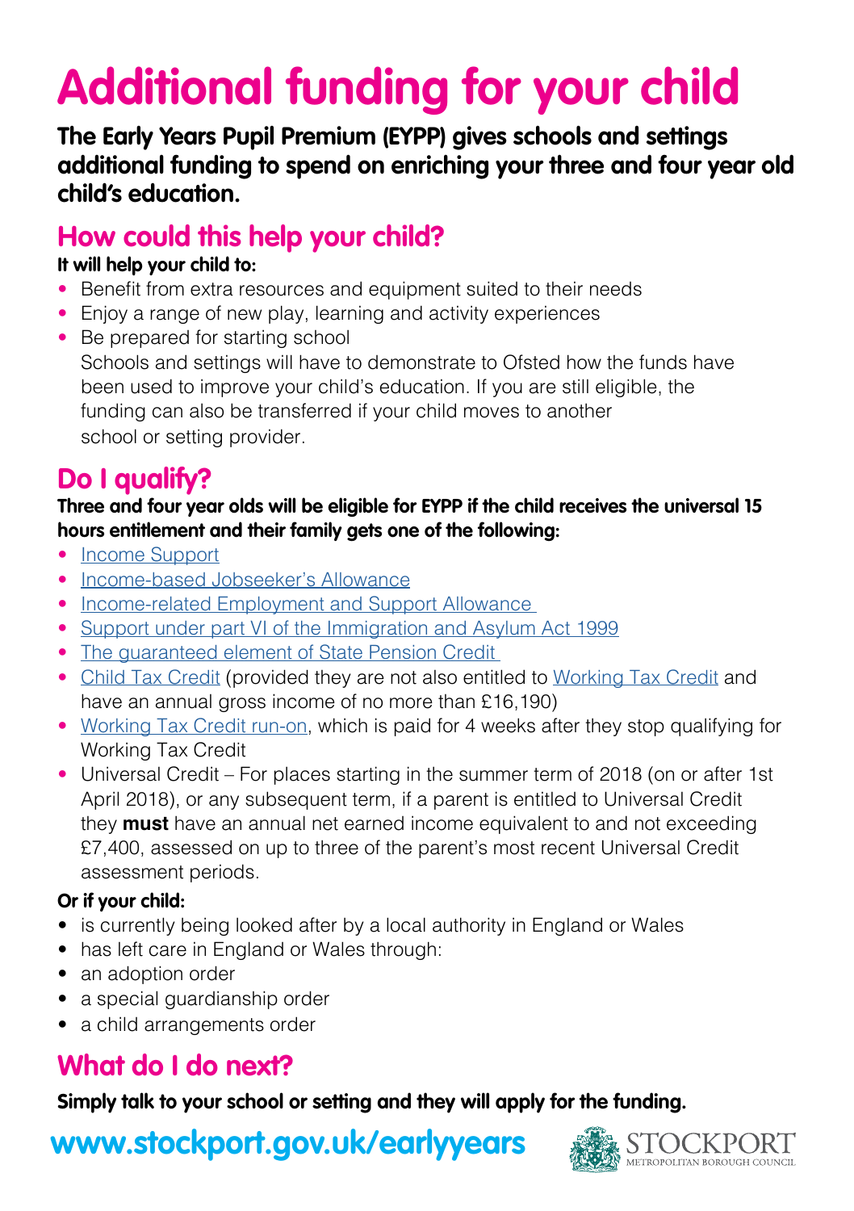# Additional funding for your child

**The Early Years Pupil Premium (EYPP) gives schools and settings additional funding to spend on enriching your three and four year old child's education.**

## How could this help your child?

**It will help your child to:**

- Benefit from extra resources and equipment suited to their needs
- Enjoy a range of new play, learning and activity experiences
- Be prepared for starting school
  Schools and settings will have to demonstrate to Ofsted how the funds have been used to improve your child's education. If you are still eligible, the funding can also be transferred if your child moves to another school or setting provider.

## Do I qualify?

**Three and four year olds will be eligible for EYPP if the child receives the universal 15 hours entitlement and their family gets one of the following:**

- Income Support
- Income-based Jobseeker's Allowance
- Income-related Employment and Support Allowance
- Support under part VI of the Immigration and Asylum Act 1999
- The guaranteed element of State Pension Credit
- Child Tax Credit (provided they are not also entitled to Working Tax Credit and have an annual gross income of no more than £16,190)
- Working Tax Credit run-on, which is paid for 4 weeks after they stop qualifying for Working Tax Credit
- Universal Credit – For places starting in the summer term of 2018 (on or after 1st April 2018), or any subsequent term, if a parent is entitled to Universal Credit they **must** have an annual net earned income equivalent to and not exceeding £7,400, assessed on up to three of the parent's most recent Universal Credit assessment periods.

**Or if your child:**

- is currently being looked after by a local authority in England or Wales
- has left care in England or Wales through:
- an adoption order
- a special guardianship order
- a child arrangements order

## What do I do next?

**Simply talk to your school or setting and they will apply for the funding.**

**www.stockport.gov.uk/earlyyears**

STOCKPORT
METROPOLITAN BOROUGH COUNCIL